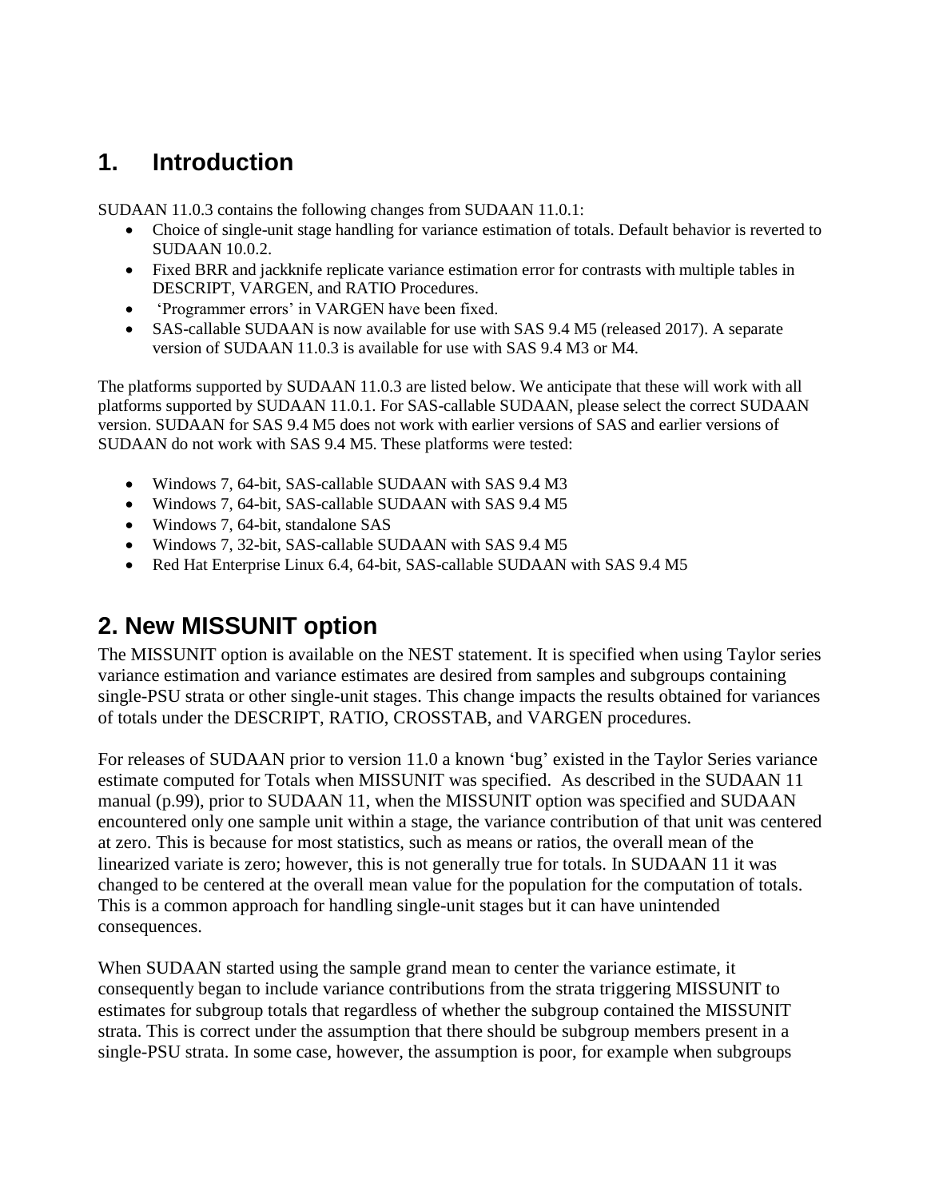## 1. Introduction

SUDAAN 11.0.3 contains the following changes from SUDAAN 11.0.1:

- Choice of single-unit stage handling for variance estimation of totals. Default behavior is reverted to SUDAAN 10.0.2.
- Fixed BRR and jackknife replicate variance estimation error for contrasts with multiple tables in DESCRIPT, VARGEN, and RATIO Procedures.
- 'Programmer errors' in VARGEN have been fixed.
- SAS-callable SUDAAN is now available for use with SAS 9.4 M5 (released 2017). A separate version of SUDAAN 11.0.3 is available for use with SAS 9.4 M3 or M4.

The platforms supported by SUDAAN 11.0.3 are listed below. We anticipate that these will work with all platforms supported by SUDAAN 11.0.1. For SAS-callable SUDAAN, please select the correct SUDAAN version. SUDAAN for SAS 9.4 M5 does not work with earlier versions of SAS and earlier versions of SUDAAN do not work with SAS 9.4 M5. These platforms were tested:

- Windows 7, 64-bit, SAS-callable SUDAAN with SAS 9.4 M3
- Windows 7, 64-bit, SAS-callable SUDAAN with SAS 9.4 M5
- Windows 7, 64-bit, standalone SAS
- Windows 7, 32-bit, SAS-callable SUDAAN with SAS 9.4 M5
- Red Hat Enterprise Linux 6.4, 64-bit, SAS-callable SUDAAN with SAS 9.4 M5

## 2. New MISSUNIT option

The MISSUNIT option is available on the NEST statement. It is specified when using Taylor series variance estimation and variance estimates are desired from samples and subgroups containing single-PSU strata or other single-unit stages. This change impacts the results obtained for variances of totals under the DESCRIPT, RATIO, CROSSTAB, and VARGEN procedures.

For releases of SUDAAN prior to version 11.0 a known 'bug' existed in the Taylor Series variance estimate computed for Totals when MISSUNIT was specified. As described in the SUDAAN 11 manual (p.99), prior to SUDAAN 11, when the MISSUNIT option was specified and SUDAAN encountered only one sample unit within a stage, the variance contribution of that unit was centered at zero. This is because for most statistics, such as means or ratios, the overall mean of the linearized variate is zero; however, this is not generally true for totals. In SUDAAN 11 it was changed to be centered at the overall mean value for the population for the computation of totals. This is a common approach for handling single-unit stages but it can have unintended consequences.

When SUDAAN started using the sample grand mean to center the variance estimate, it consequently began to include variance contributions from the strata triggering MISSUNIT to estimates for subgroup totals that regardless of whether the subgroup contained the MISSUNIT strata. This is correct under the assumption that there should be subgroup members present in a single-PSU strata. In some case, however, the assumption is poor, for example when subgroups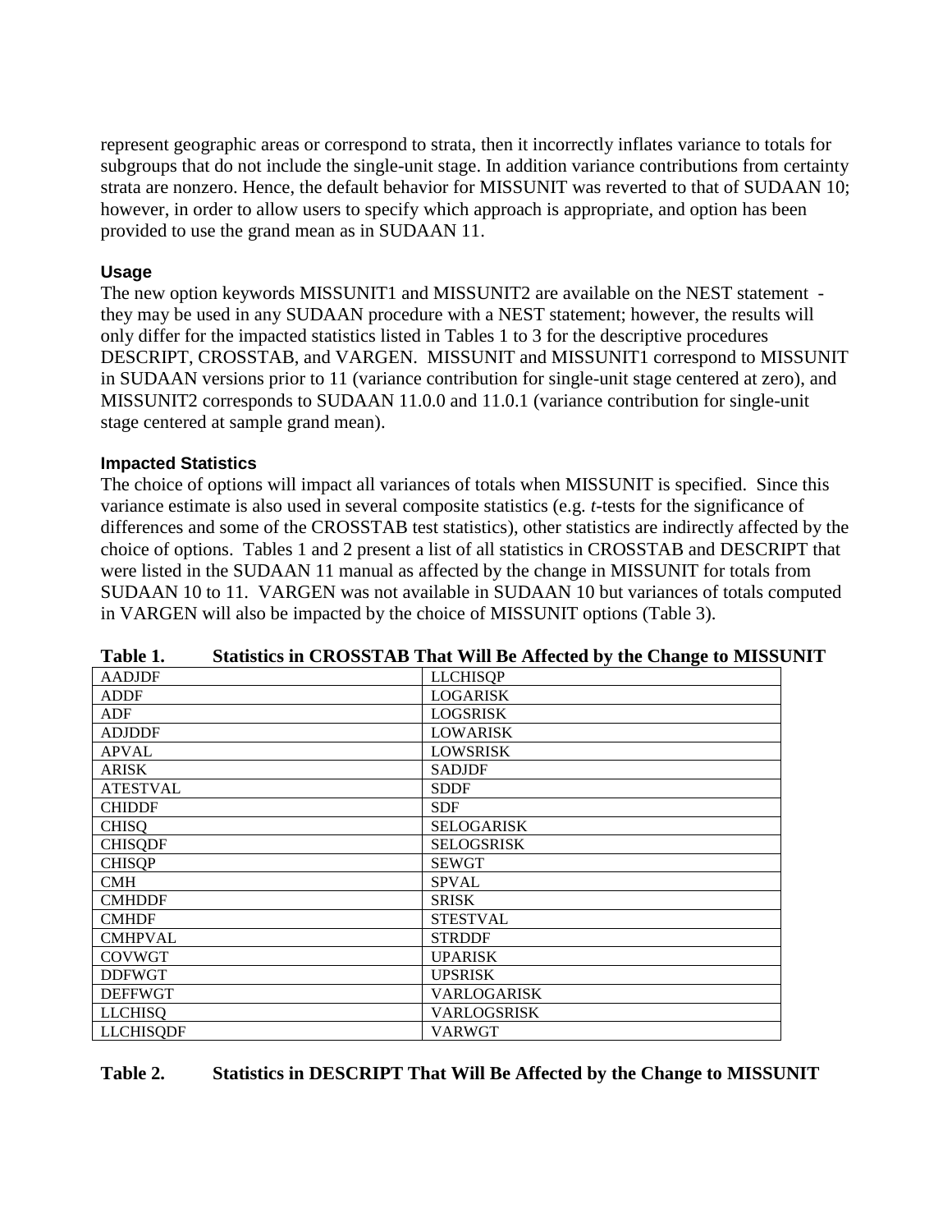represent geographic areas or correspond to strata, then it incorrectly inflates variance to totals for subgroups that do not include the single-unit stage. In addition variance contributions from certainty strata are nonzero. Hence, the default behavior for MISSUNIT was reverted to that of SUDAAN 10; however, in order to allow users to specify which approach is appropriate, and option has been provided to use the grand mean as in SUDAAN 11.

### Usage

The new option keywords MISSUNIT1 and MISSUNIT2 are available on the NEST statement - they may be used in any SUDAAN procedure with a NEST statement; however, the results will only differ for the impacted statistics listed in Tables 1 to 3 for the descriptive procedures DESCRIPT, CROSSTAB, and VARGEN. MISSUNIT and MISSUNIT1 correspond to MISSUNIT in SUDAAN versions prior to 11 (variance contribution for single-unit stage centered at zero), and MISSUNIT2 corresponds to SUDAAN 11.0.0 and 11.0.1 (variance contribution for single-unit stage centered at sample grand mean).

### Impacted Statistics

The choice of options will impact all variances of totals when MISSUNIT is specified. Since this variance estimate is also used in several composite statistics (e.g. *t*-tests for the significance of differences and some of the CROSSTAB test statistics), other statistics are indirectly affected by the choice of options. Tables 1 and 2 present a list of all statistics in CROSSTAB and DESCRIPT that were listed in the SUDAAN 11 manual as affected by the change in MISSUNIT for totals from SUDAAN 10 to 11. VARGEN was not available in SUDAAN 10 but variances of totals computed in VARGEN will also be impacted by the choice of MISSUNIT options (Table 3).

**Table 1. Statistics in CROSSTAB That Will Be Affected by the Change to MISSUNIT**

| | |
|---|---|
| AADJDF | LLCHISQP |
| ADDF | LOGARISK |
| ADF | LOGSRISK |
| ADJDDF | LOWARISK |
| APVAL | LOWSRISK |
| ARISK | SADJDF |
| ATESTVAL | SDDF |
| CHIDDF | SDF |
| CHISQ | SELOGARISK |
| CHISQDF | SELOGSRISK |
| CHISQP | SEWGT |
| CMH | SPVAL |
| CMHDDF | SRISK |
| CMHDF | STESTVAL |
| CMHPVAL | STRDDF |
| COVWGT | UPARISK |
| DDFWGT | UPSRISK |
| DEFFWGT | VARLOGARISK |
| LLCHISQ | VARLOGSRISK |
| LLCHISQDF | VARWGT |

**Table 2. Statistics in DESCRIPT That Will Be Affected by the Change to MISSUNIT**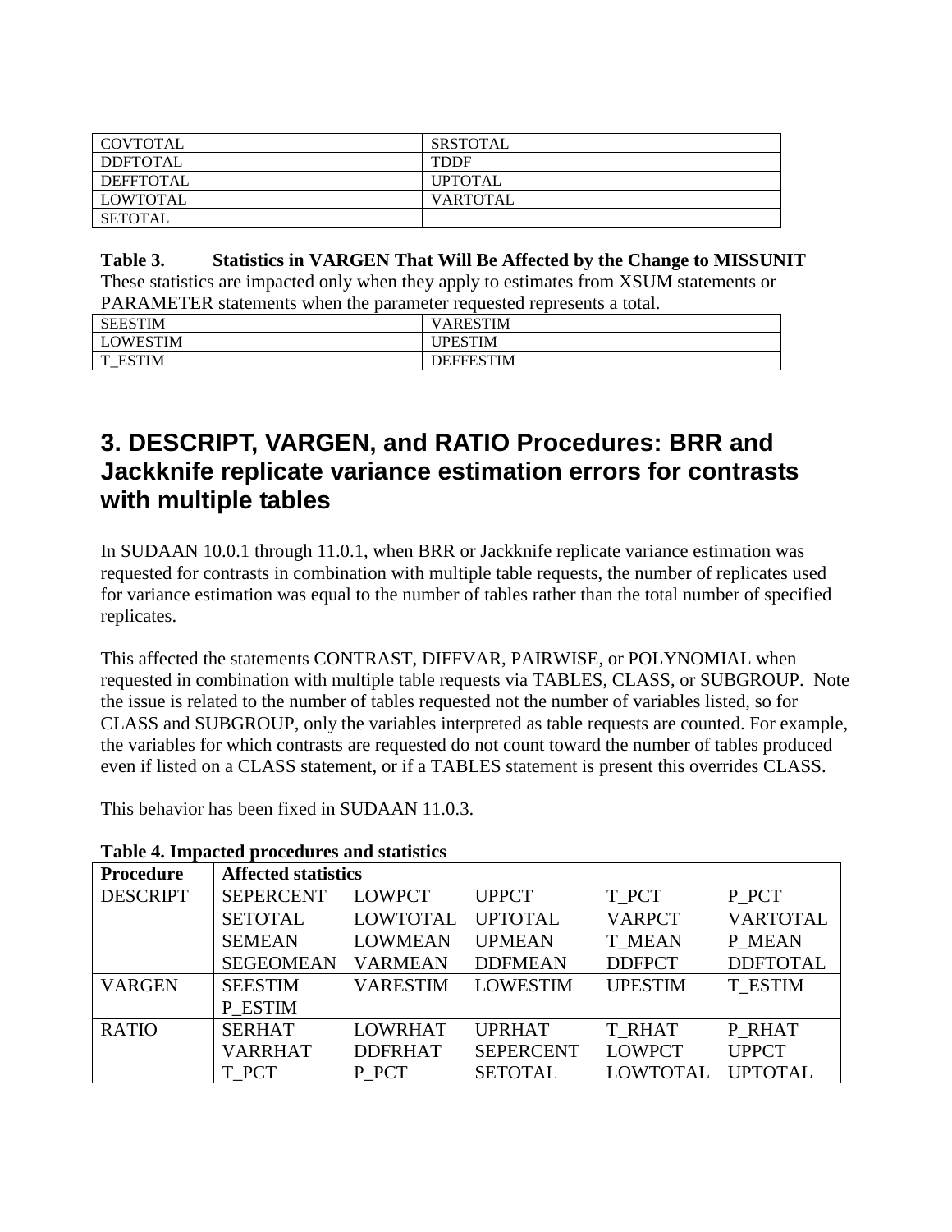| COVTOTAL | SRSTOTAL |
|---|---|
| DDFTOTAL | TDDF |
| DEFFTOTAL | UPTOTAL |
| LOWTOTAL | VARTOTAL |
| SETOTAL | |

**Table 3. Statistics in VARGEN That Will Be Affected by the Change to MISSUNIT**

These statistics are impacted only when they apply to estimates from XSUM statements or PARAMETER statements when the parameter requested represents a total.

| SEESTIM | VARESTIM |
|---|---|
| LOWESTIM | UPESTIM |
| T_ESTIM | DEFFESTIM |

## 3. DESCRIPT, VARGEN, and RATIO Procedures: BRR and Jackknife replicate variance estimation errors for contrasts with multiple tables

In SUDAAN 10.0.1 through 11.0.1, when BRR or Jackknife replicate variance estimation was requested for contrasts in combination with multiple table requests, the number of replicates used for variance estimation was equal to the number of tables rather than the total number of specified replicates.

This affected the statements CONTRAST, DIFFVAR, PAIRWISE, or POLYNOMIAL when requested in combination with multiple table requests via TABLES, CLASS, or SUBGROUP. Note the issue is related to the number of tables requested not the number of variables listed, so for CLASS and SUBGROUP, only the variables interpreted as table requests are counted. For example, the variables for which contrasts are requested do not count toward the number of tables produced even if listed on a CLASS statement, or if a TABLES statement is present this overrides CLASS.

This behavior has been fixed in SUDAAN 11.0.3.

**Table 4. Impacted procedures and statistics**

| Procedure | Affected statistics | | | | |
|---|---|---|---|---|---|
| DESCRIPT | SEPERCENT | LOWPCT | UPPCT | T_PCT | P_PCT |
| | SETOTAL | LOWTOTAL | UPTOTAL | VARPCT | VARTOTAL |
| | SEMEAN | LOWMEAN | UPMEAN | T_MEAN | P_MEAN |
| | SEGEOMEAN | VARMEAN | DDFMEAN | DDFPCT | DDFTOTAL |
| VARGEN | SEESTIM | VARESTIM | LOWESTIM | UPESTIM | T_ESTIM |
| | P_ESTIM | | | | |
| RATIO | SERHAT | LOWRHAT | UPRHAT | T_RHAT | P_RHAT |
| | VARRHAT | DDFRHAT | SEPERCENT | LOWPCT | UPPCT |
| | T_PCT | P_PCT | SETOTAL | LOWTOTAL | UPTOTAL |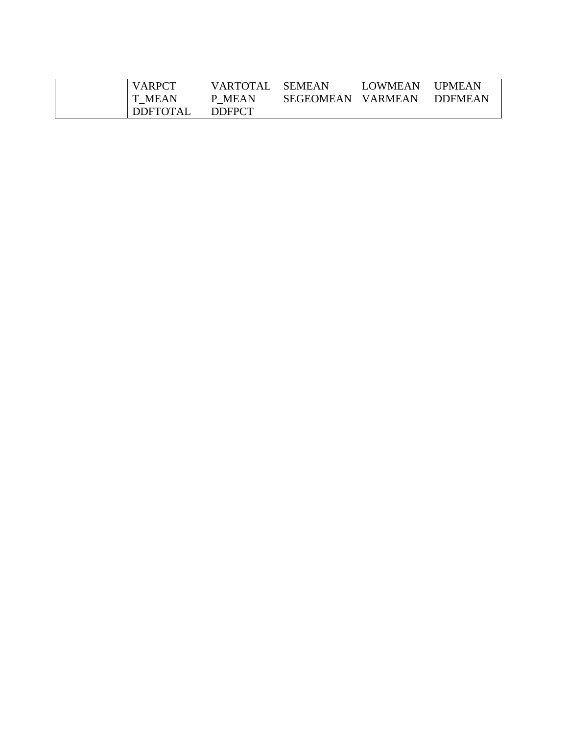| | |
|---|---|
| | VARPCT VARTOTAL SEMEAN LOWMEAN UPMEAN T_MEAN P_MEAN SEGEOMEAN VARMEAN DDFMEAN DDFTOTAL DDFPCT |